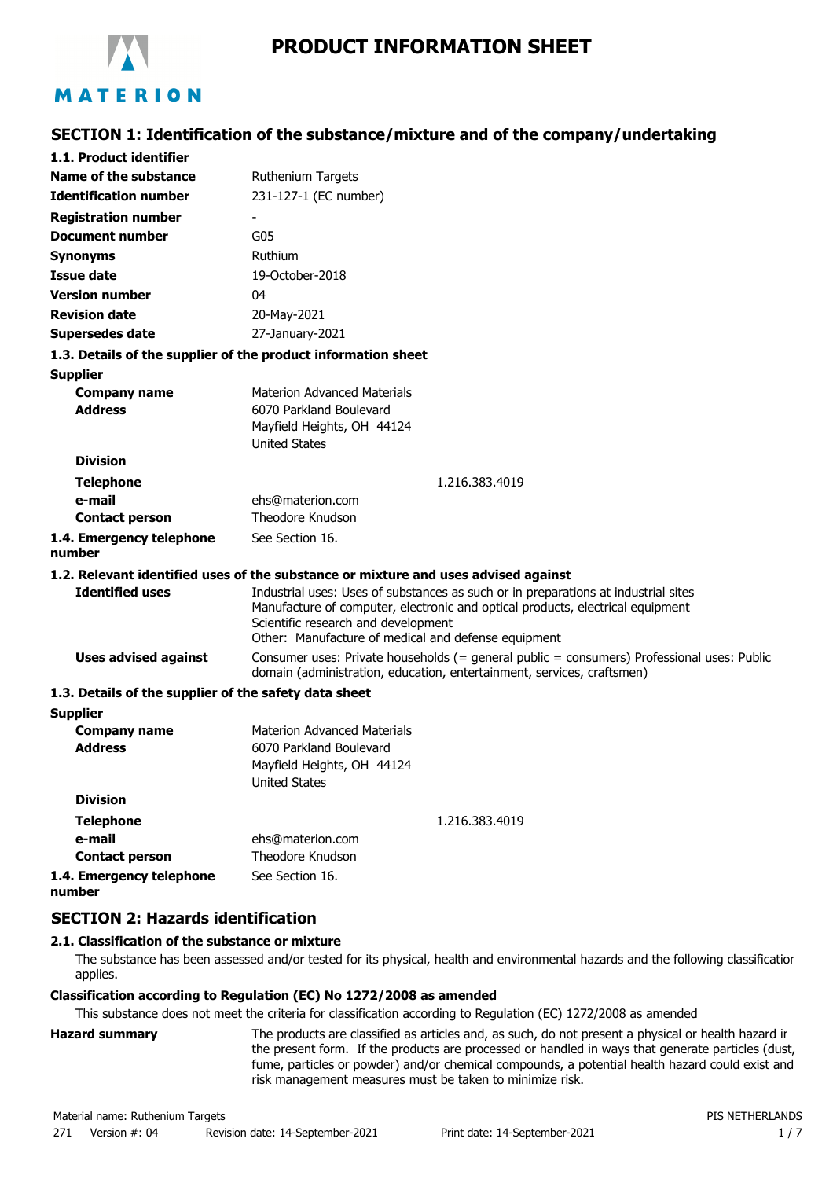# PRODUCT INFORMATION SHEET

## SECTION 1: Identification of the substance/mixture and of the company/undertaking

### 1.1. Product identifier

| | |
|---|---|
| **Name of the substance** | Ruthenium Targets |
| **Identification number** | 231-127-1 (EC number) |
| **Registration number** | - |
| **Document number** | G05 |
| **Synonyms** | Ruthium |
| **Issue date** | 19-October-2018 |
| **Version number** | 04 |
| **Revision date** | 20-May-2021 |
| **Supersedes date** | 27-January-2021 |

### 1.3. Details of the supplier of the product information sheet

**Supplier**

| | |
|---|---|
| **Company name** | Materion Advanced Materials |
| **Address** | 6070 Parkland Boulevard<br>Mayfield Heights, OH 44124<br>United States |
| **Division** | |
| **Telephone** | 1.216.383.4019 |
| **e-mail** | ehs@materion.com |
| **Contact person** | Theodore Knudson |

**1.4. Emergency telephone number** See Section 16.

### 1.2. Relevant identified uses of the substance or mixture and uses advised against

**Identified uses**
Industrial uses: Uses of substances as such or in preparations at industrial sites
Manufacture of computer, electronic and optical products, electrical equipment
Scientific research and development
Other: Manufacture of medical and defense equipment

**Uses advised against**
Consumer uses: Private households (= general public = consumers) Professional uses: Public domain (administration, education, entertainment, services, craftsmen)

### 1.3. Details of the supplier of the safety data sheet

**Supplier**

| | |
|---|---|
| **Company name** | Materion Advanced Materials |
| **Address** | 6070 Parkland Boulevard<br>Mayfield Heights, OH 44124<br>United States |
| **Division** | |
| **Telephone** | 1.216.383.4019 |
| **e-mail** | ehs@materion.com |
| **Contact person** | Theodore Knudson |

**1.4. Emergency telephone number** See Section 16.

## SECTION 2: Hazards identification

### 2.1. Classification of the substance or mixture

The substance has been assessed and/or tested for its physical, health and environmental hazards and the following classification applies.

**Classification according to Regulation (EC) No 1272/2008 as amended**

This substance does not meet the criteria for classification according to Regulation (EC) 1272/2008 as amended.

**Hazard summary**
The products are classified as articles and, as such, do not present a physical or health hazard in the present form. If the products are processed or handled in ways that generate particles (dust, fume, particles or powder) and/or chemical compounds, a potential health hazard could exist and risk management measures must be taken to minimize risk.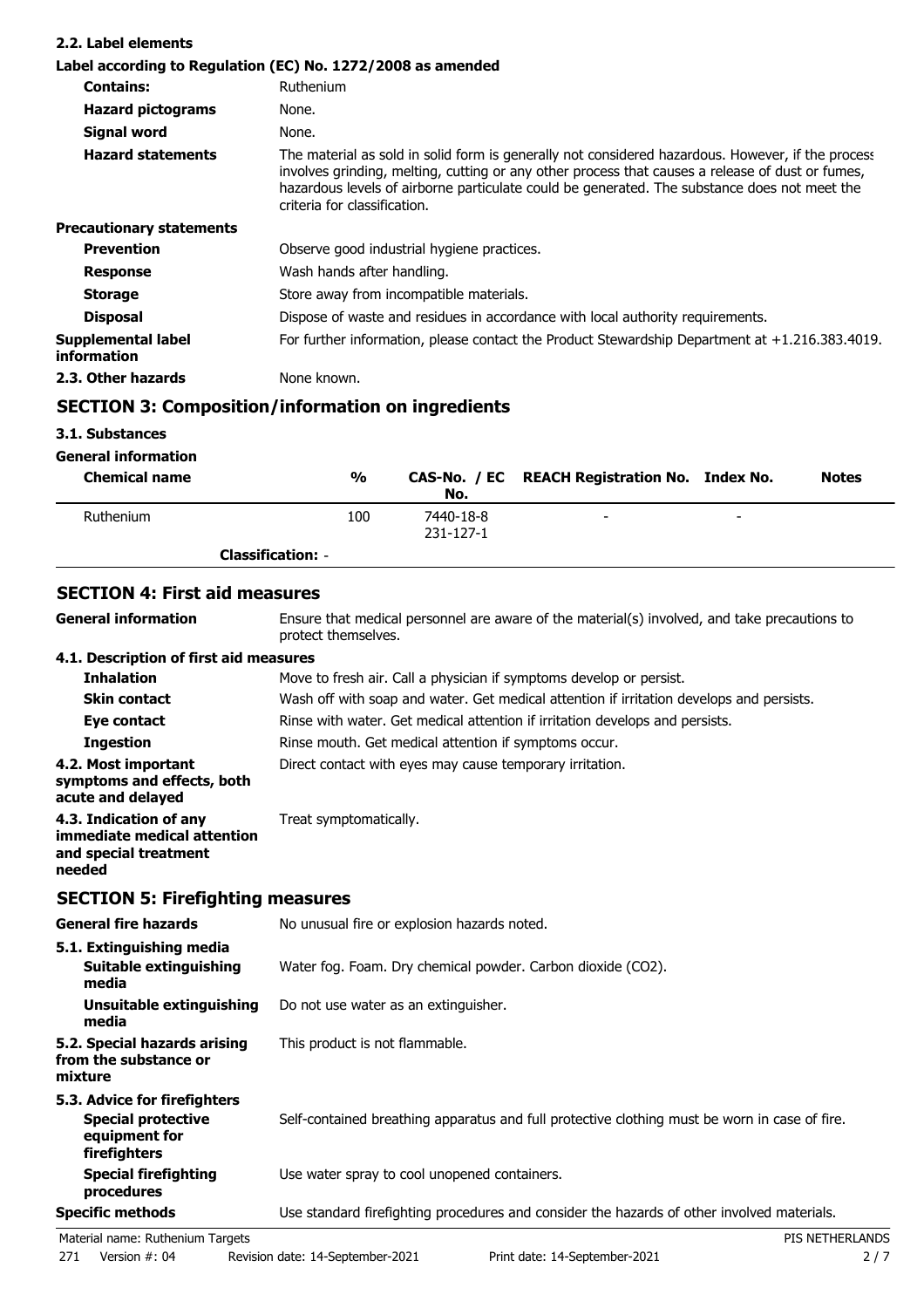### 2.2. Label elements

**Label according to Regulation (EC) No. 1272/2008 as amended**

| | |
|---|---|
| **Contains:** | Ruthenium |
| **Hazard pictograms** | None. |
| **Signal word** | None. |
| **Hazard statements** | The material as sold in solid form is generally not considered hazardous. However, if the process involves grinding, melting, cutting or any other process that causes a release of dust or fumes, hazardous levels of airborne particulate could be generated. The substance does not meet the criteria for classification. |

**Precautionary statements**

| | |
|---|---|
| **Prevention** | Observe good industrial hygiene practices. |
| **Response** | Wash hands after handling. |
| **Storage** | Store away from incompatible materials. |
| **Disposal** | Dispose of waste and residues in accordance with local authority requirements. |
| **Supplemental label information** | For further information, please contact the Product Stewardship Department at +1.216.383.4019. |
| **2.3. Other hazards** | None known. |

## SECTION 3: Composition/information on ingredients

### 3.1. Substances

**General information**

| Chemical name | % | CAS-No. / EC No. | REACH Registration No. | Index No. | Notes |
|---|---|---|---|---|---|
| Ruthenium | 100 | 7440-18-8 231-127-1 | - | - | |
| **Classification:** - | | | | | |

## SECTION 4: First aid measures

| | |
|---|---|
| **General information** | Ensure that medical personnel are aware of the material(s) involved, and take precautions to protect themselves. |

**4.1. Description of first aid measures**

| | |
|---|---|
| **Inhalation** | Move to fresh air. Call a physician if symptoms develop or persist. |
| **Skin contact** | Wash off with soap and water. Get medical attention if irritation develops and persists. |
| **Eye contact** | Rinse with water. Get medical attention if irritation develops and persists. |
| **Ingestion** | Rinse mouth. Get medical attention if symptoms occur. |
| **4.2. Most important symptoms and effects, both acute and delayed** | Direct contact with eyes may cause temporary irritation. |
| **4.3. Indication of any immediate medical attention and special treatment needed** | Treat symptomatically. |

## SECTION 5: Firefighting measures

| | |
|---|---|
| **General fire hazards** | No unusual fire or explosion hazards noted. |

**5.1. Extinguishing media**

| | |
|---|---|
| **Suitable extinguishing media** | Water fog. Foam. Dry chemical powder. Carbon dioxide ($CO_2$). |
| **Unsuitable extinguishing media** | Do not use water as an extinguisher. |
| **5.2. Special hazards arising from the substance or mixture** | This product is not flammable. |

**5.3. Advice for firefighters**

| | |
|---|---|
| **Special protective equipment for firefighters** | Self-contained breathing apparatus and full protective clothing must be worn in case of fire. |
| **Special firefighting procedures** | Use water spray to cool unopened containers. |
| **Specific methods** | Use standard firefighting procedures and consider the hazards of other involved materials. |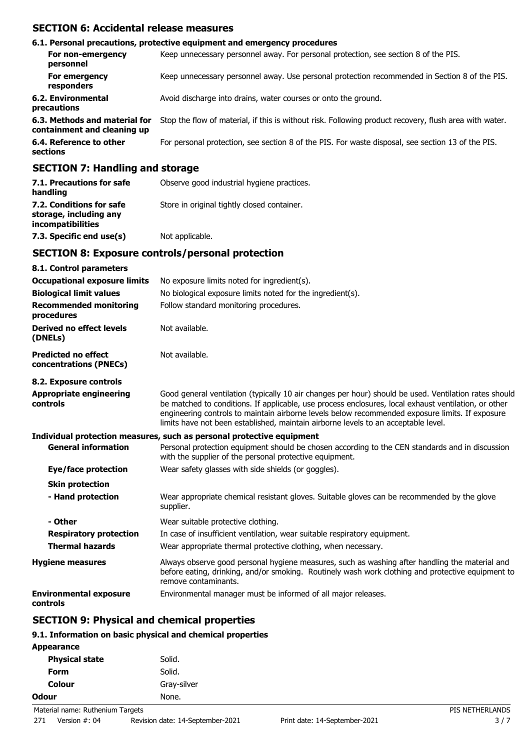## SECTION 6: Accidental release measures

### 6.1. Personal precautions, protective equipment and emergency procedures

| | |
|---|---|
| **For non-emergency personnel** | Keep unnecessary personnel away. For personal protection, see section 8 of the PIS. |
| **For emergency responders** | Keep unnecessary personnel away. Use personal protection recommended in Section 8 of the PIS. |
| **6.2. Environmental precautions** | Avoid discharge into drains, water courses or onto the ground. |
| **6.3. Methods and material for containment and cleaning up** | Stop the flow of material, if this is without risk. Following product recovery, flush area with water. |
| **6.4. Reference to other sections** | For personal protection, see section 8 of the PIS. For waste disposal, see section 13 of the PIS. |

## SECTION 7: Handling and storage

| | |
|---|---|
| **7.1. Precautions for safe handling** | Observe good industrial hygiene practices. |
| **7.2. Conditions for safe storage, including any incompatibilities** | Store in original tightly closed container. |
| **7.3. Specific end use(s)** | Not applicable. |

## SECTION 8: Exposure controls/personal protection

### 8.1. Control parameters

| | |
|---|---|
| **Occupational exposure limits** | No exposure limits noted for ingredient(s). |
| **Biological limit values** | No biological exposure limits noted for the ingredient(s). |
| **Recommended monitoring procedures** | Follow standard monitoring procedures. |
| **Derived no effect levels (DNELs)** | Not available. |
| **Predicted no effect concentrations (PNECs)** | Not available. |

### 8.2. Exposure controls

| | |
|---|---|
| **Appropriate engineering controls** | Good general ventilation (typically 10 air changes per hour) should be used. Ventilation rates should be matched to conditions. If applicable, use process enclosures, local exhaust ventilation, or other engineering controls to maintain airborne levels below recommended exposure limits. If exposure limits have not been established, maintain airborne levels to an acceptable level. |

**Individual protection measures, such as personal protective equipment**

| | |
|---|---|
| **General information** | Personal protection equipment should be chosen according to the CEN standards and in discussion with the supplier of the personal protective equipment. |
| **Eye/face protection** | Wear safety glasses with side shields (or goggles). |
| **Skin protection** | |
| **- Hand protection** | Wear appropriate chemical resistant gloves. Suitable gloves can be recommended by the glove supplier. |
| **- Other** | Wear suitable protective clothing. |
| **Respiratory protection** | In case of insufficient ventilation, wear suitable respiratory equipment. |
| **Thermal hazards** | Wear appropriate thermal protective clothing, when necessary. |
| **Hygiene measures** | Always observe good personal hygiene measures, such as washing after handling the material and before eating, drinking, and/or smoking. Routinely wash work clothing and protective equipment to remove contaminants. |
| **Environmental exposure controls** | Environmental manager must be informed of all major releases. |

## SECTION 9: Physical and chemical properties

### 9.1. Information on basic physical and chemical properties

**Appearance**

| | |
|---|---|
| **Physical state** | Solid. |
| **Form** | Solid. |
| **Colour** | Gray-silver |
| **Odour** | None. |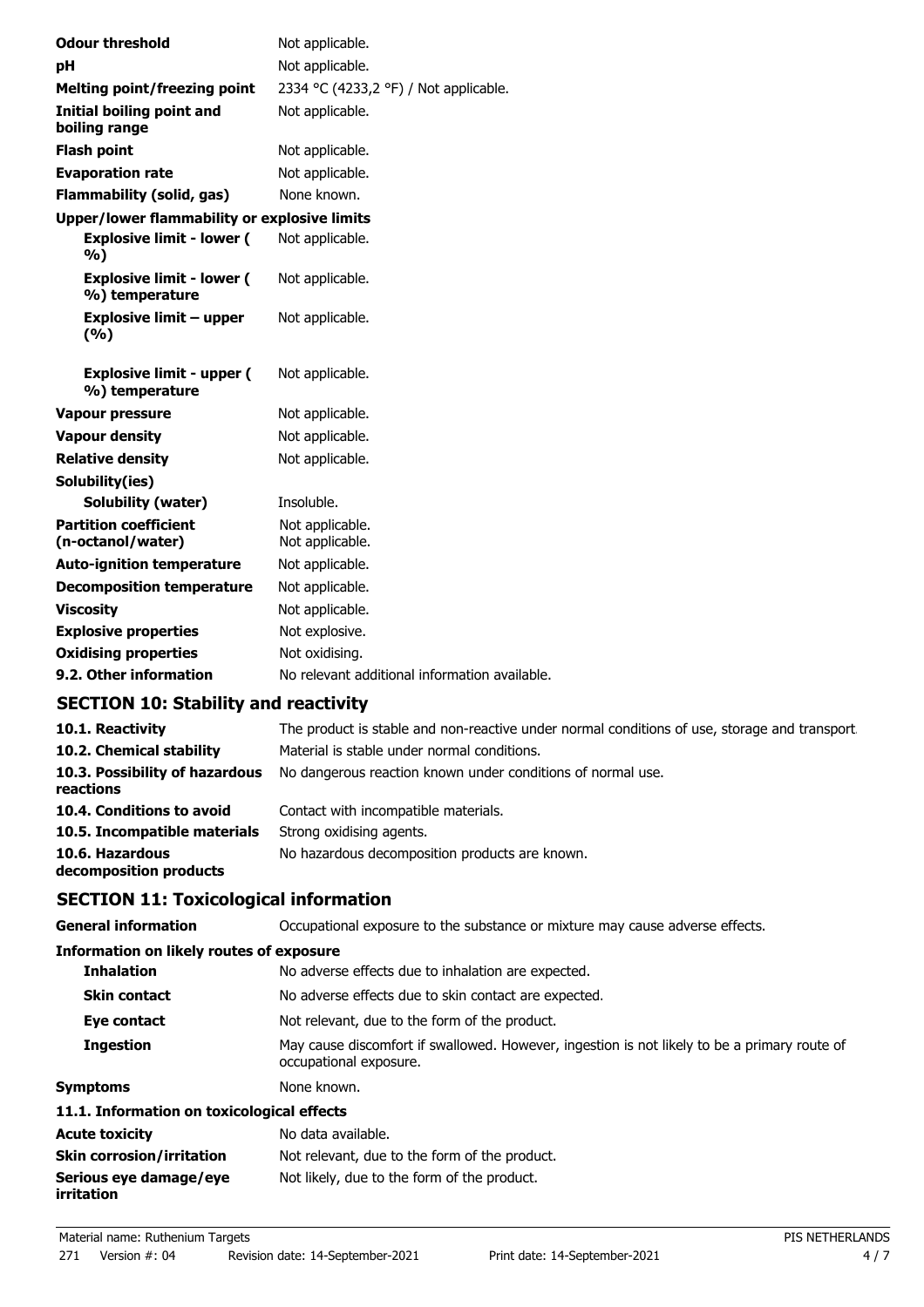| | |
|---|---|
| **Odour threshold** | Not applicable. |
| **pH** | Not applicable. |
| **Melting point/freezing point** | 2334 °C (4233,2 °F) / Not applicable. |
| **Initial boiling point and boiling range** | Not applicable. |
| **Flash point** | Not applicable. |
| **Evaporation rate** | Not applicable. |
| **Flammability (solid, gas)** | None known. |
| **Upper/lower flammability or explosive limits** | |
| **Explosive limit - lower ( %)** | Not applicable. |
| **Explosive limit - lower ( %) temperature** | Not applicable. |
| **Explosive limit – upper (%)** | Not applicable. |
| **Explosive limit - upper ( %) temperature** | Not applicable. |
| **Vapour pressure** | Not applicable. |
| **Vapour density** | Not applicable. |
| **Relative density** | Not applicable. |
| **Solubility(ies)** | |
| **Solubility (water)** | Insoluble. |
| **Partition coefficient (n-octanol/water)** | Not applicable.<br>Not applicable. |
| **Auto-ignition temperature** | Not applicable. |
| **Decomposition temperature** | Not applicable. |
| **Viscosity** | Not applicable. |
| **Explosive properties** | Not explosive. |
| **Oxidising properties** | Not oxidising. |
| **9.2. Other information** | No relevant additional information available. |

## SECTION 10: Stability and reactivity

| | |
|---|---|
| **10.1. Reactivity** | The product is stable and non-reactive under normal conditions of use, storage and transport. |
| **10.2. Chemical stability** | Material is stable under normal conditions. |
| **10.3. Possibility of hazardous reactions** | No dangerous reaction known under conditions of normal use. |
| **10.4. Conditions to avoid** | Contact with incompatible materials. |
| **10.5. Incompatible materials** | Strong oxidising agents. |
| **10.6. Hazardous decomposition products** | No hazardous decomposition products are known. |

## SECTION 11: Toxicological information

| | |
|---|---|
| **General information** | Occupational exposure to the substance or mixture may cause adverse effects. |
| **Information on likely routes of exposure** | |
| **Inhalation** | No adverse effects due to inhalation are expected. |
| **Skin contact** | No adverse effects due to skin contact are expected. |
| **Eye contact** | Not relevant, due to the form of the product. |
| **Ingestion** | May cause discomfort if swallowed. However, ingestion is not likely to be a primary route of occupational exposure. |
| **Symptoms** | None known. |
| **11.1. Information on toxicological effects** | |
| **Acute toxicity** | No data available. |
| **Skin corrosion/irritation** | Not relevant, due to the form of the product. |
| **Serious eye damage/eye irritation** | Not likely, due to the form of the product. |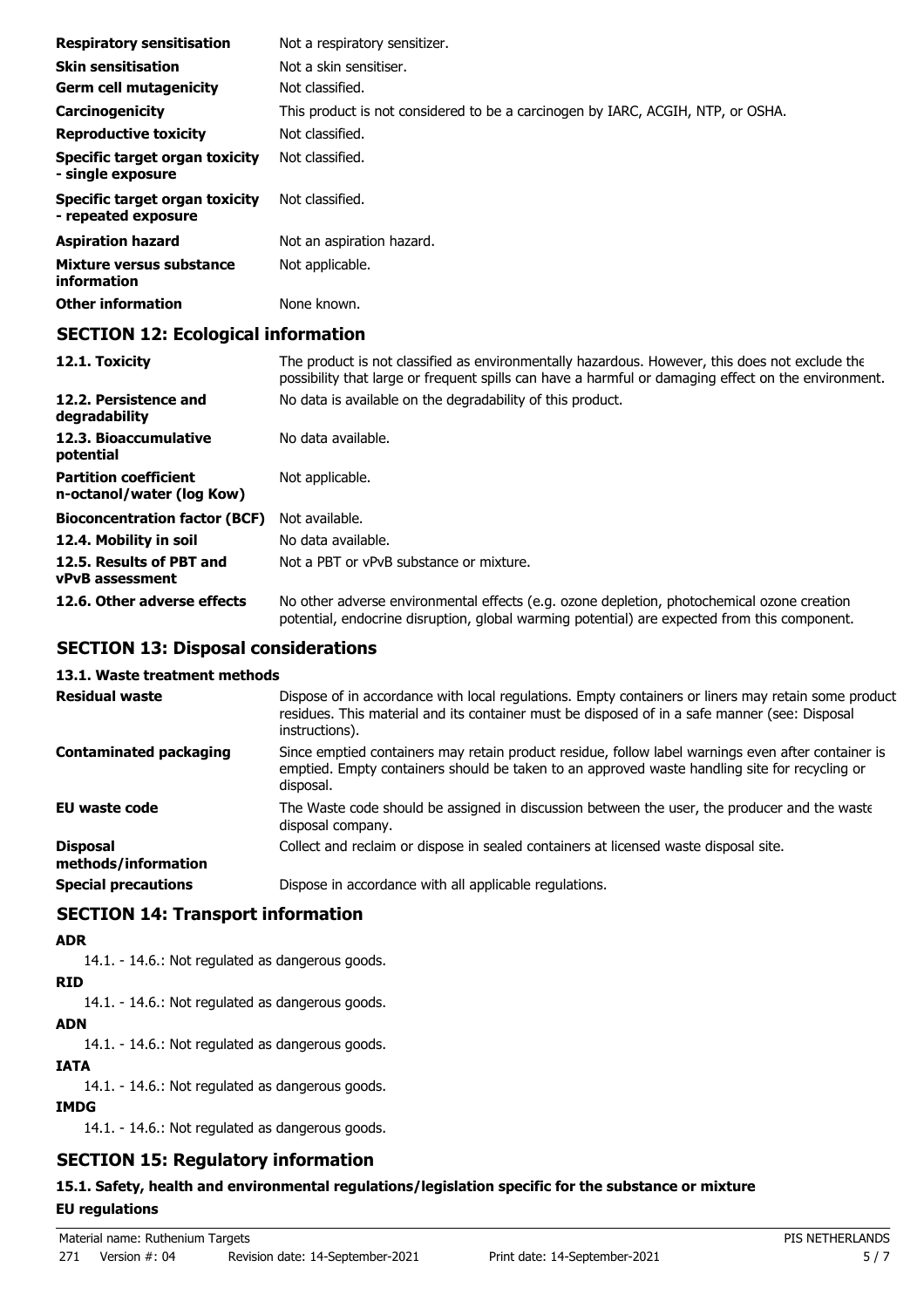| | |
|---|---|
| **Respiratory sensitisation** | Not a respiratory sensitizer. |
| **Skin sensitisation** | Not a skin sensitiser. |
| **Germ cell mutagenicity** | Not classified. |
| **Carcinogenicity** | This product is not considered to be a carcinogen by IARC, ACGIH, NTP, or OSHA. |
| **Reproductive toxicity** | Not classified. |
| **Specific target organ toxicity - single exposure** | Not classified. |
| **Specific target organ toxicity - repeated exposure** | Not classified. |
| **Aspiration hazard** | Not an aspiration hazard. |
| **Mixture versus substance information** | Not applicable. |
| **Other information** | None known. |

## SECTION 12: Ecological information

| | |
|---|---|
| **12.1. Toxicity** | The product is not classified as environmentally hazardous. However, this does not exclude the possibility that large or frequent spills can have a harmful or damaging effect on the environment. |
| **12.2. Persistence and degradability** | No data is available on the degradability of this product. |
| **12.3. Bioaccumulative potential** | No data available. |
| **Partition coefficient n-octanol/water (log Kow)** | Not applicable. |
| **Bioconcentration factor (BCF)** | Not available. |
| **12.4. Mobility in soil** | No data available. |
| **12.5. Results of PBT and vPvB assessment** | Not a PBT or vPvB substance or mixture. |
| **12.6. Other adverse effects** | No other adverse environmental effects (e.g. ozone depletion, photochemical ozone creation potential, endocrine disruption, global warming potential) are expected from this component. |

## SECTION 13: Disposal considerations

### 13.1. Waste treatment methods

| | |
|---|---|
| **Residual waste** | Dispose of in accordance with local regulations. Empty containers or liners may retain some product residues. This material and its container must be disposed of in a safe manner (see: Disposal instructions). |
| **Contaminated packaging** | Since emptied containers may retain product residue, follow label warnings even after container is emptied. Empty containers should be taken to an approved waste handling site for recycling or disposal. |
| **EU waste code** | The Waste code should be assigned in discussion between the user, the producer and the waste disposal company. |
| **Disposal methods/information** | Collect and reclaim or dispose in sealed containers at licensed waste disposal site. |
| **Special precautions** | Dispose in accordance with all applicable regulations. |

## SECTION 14: Transport information

**ADR**

14.1. - 14.6.: Not regulated as dangerous goods.

**RID**

14.1. - 14.6.: Not regulated as dangerous goods.

**ADN**

14.1. - 14.6.: Not regulated as dangerous goods.

**IATA**

14.1. - 14.6.: Not regulated as dangerous goods.

**IMDG**

14.1. - 14.6.: Not regulated as dangerous goods.

## SECTION 15: Regulatory information

### 15.1. Safety, health and environmental regulations/legislation specific for the substance or mixture

**EU regulations**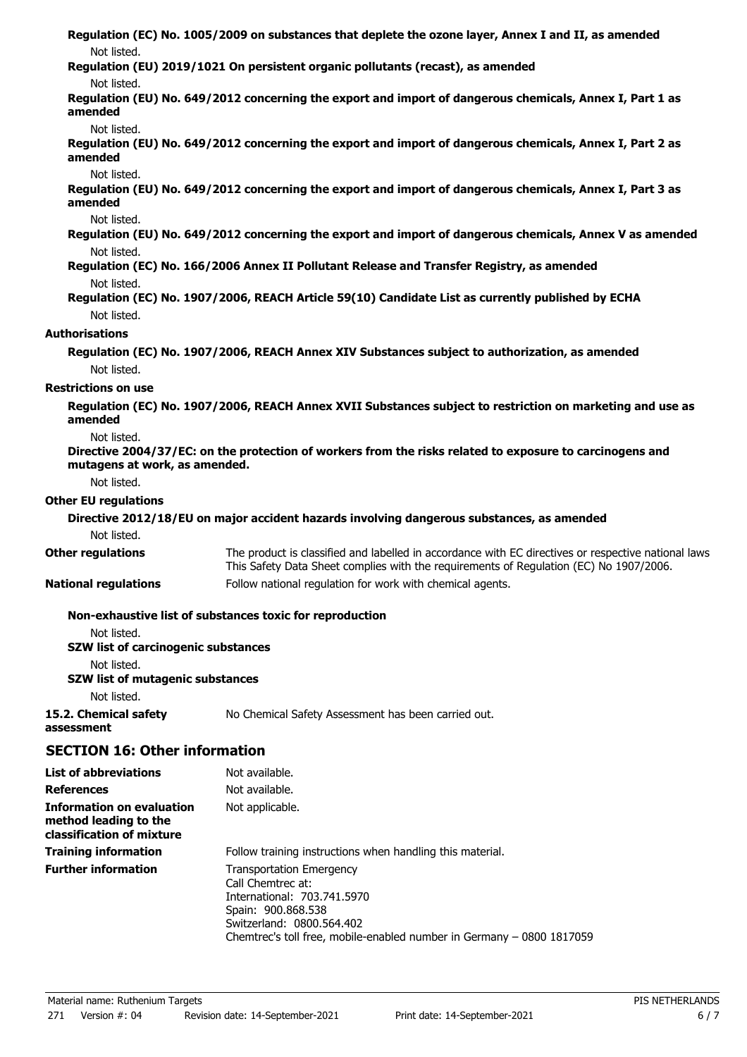**Regulation (EC) No. 1005/2009 on substances that deplete the ozone layer, Annex I and II, as amended**

Not listed.

**Regulation (EU) 2019/1021 On persistent organic pollutants (recast), as amended**

Not listed.

**Regulation (EU) No. 649/2012 concerning the export and import of dangerous chemicals, Annex I, Part 1 as amended**

Not listed.

**Regulation (EU) No. 649/2012 concerning the export and import of dangerous chemicals, Annex I, Part 2 as amended**

Not listed.

**Regulation (EU) No. 649/2012 concerning the export and import of dangerous chemicals, Annex I, Part 3 as amended**

Not listed.

**Regulation (EU) No. 649/2012 concerning the export and import of dangerous chemicals, Annex V as amended**

Not listed.

**Regulation (EC) No. 166/2006 Annex II Pollutant Release and Transfer Registry, as amended**

Not listed.

**Regulation (EC) No. 1907/2006, REACH Article 59(10) Candidate List as currently published by ECHA**

Not listed.

**Authorisations**

**Regulation (EC) No. 1907/2006, REACH Annex XIV Substances subject to authorization, as amended**

Not listed.

**Restrictions on use**

**Regulation (EC) No. 1907/2006, REACH Annex XVII Substances subject to restriction on marketing and use as amended**

Not listed.

**Directive 2004/37/EC: on the protection of workers from the risks related to exposure to carcinogens and mutagens at work, as amended.**

Not listed.

**Other EU regulations**

**Directive 2012/18/EU on major accident hazards involving dangerous substances, as amended**

Not listed.

**Other regulations** The product is classified and labelled in accordance with EC directives or respective national laws. This Safety Data Sheet complies with the requirements of Regulation (EC) No 1907/2006.

**National regulations** Follow national regulation for work with chemical agents.

**Non-exhaustive list of substances toxic for reproduction**

Not listed.

**SZW list of carcinogenic substances**

Not listed.

**SZW list of mutagenic substances**

Not listed.

**15.2. Chemical safety assessment** No Chemical Safety Assessment has been carried out.

## SECTION 16: Other information

**List of abbreviations** Not available.

**References** Not available.

**Information on evaluation method leading to the classification of mixture** Not applicable.

**Training information** Follow training instructions when handling this material.

**Further information** Transportation Emergency
Call Chemtrec at:
International: 703.741.5970
Spain: 900.868.538
Switzerland: 0800.564.402
Chemtrec's toll free, mobile-enabled number in Germany – 0800 1817059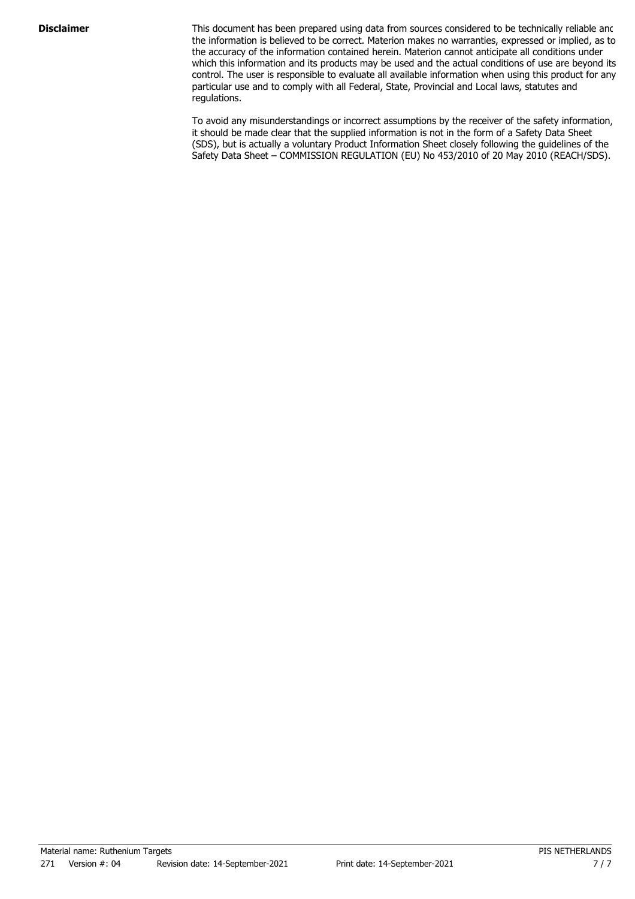**Disclaimer**

This document has been prepared using data from sources considered to be technically reliable and the information is believed to be correct. Materion makes no warranties, expressed or implied, as to the accuracy of the information contained herein. Materion cannot anticipate all conditions under which this information and its products may be used and the actual conditions of use are beyond its control. The user is responsible to evaluate all available information when using this product for any particular use and to comply with all Federal, State, Provincial and Local laws, statutes and regulations.

To avoid any misunderstandings or incorrect assumptions by the receiver of the safety information, it should be made clear that the supplied information is not in the form of a Safety Data Sheet (SDS), but is actually a voluntary Product Information Sheet closely following the guidelines of the Safety Data Sheet – COMMISSION REGULATION (EU) No 453/2010 of 20 May 2010 (REACH/SDS).